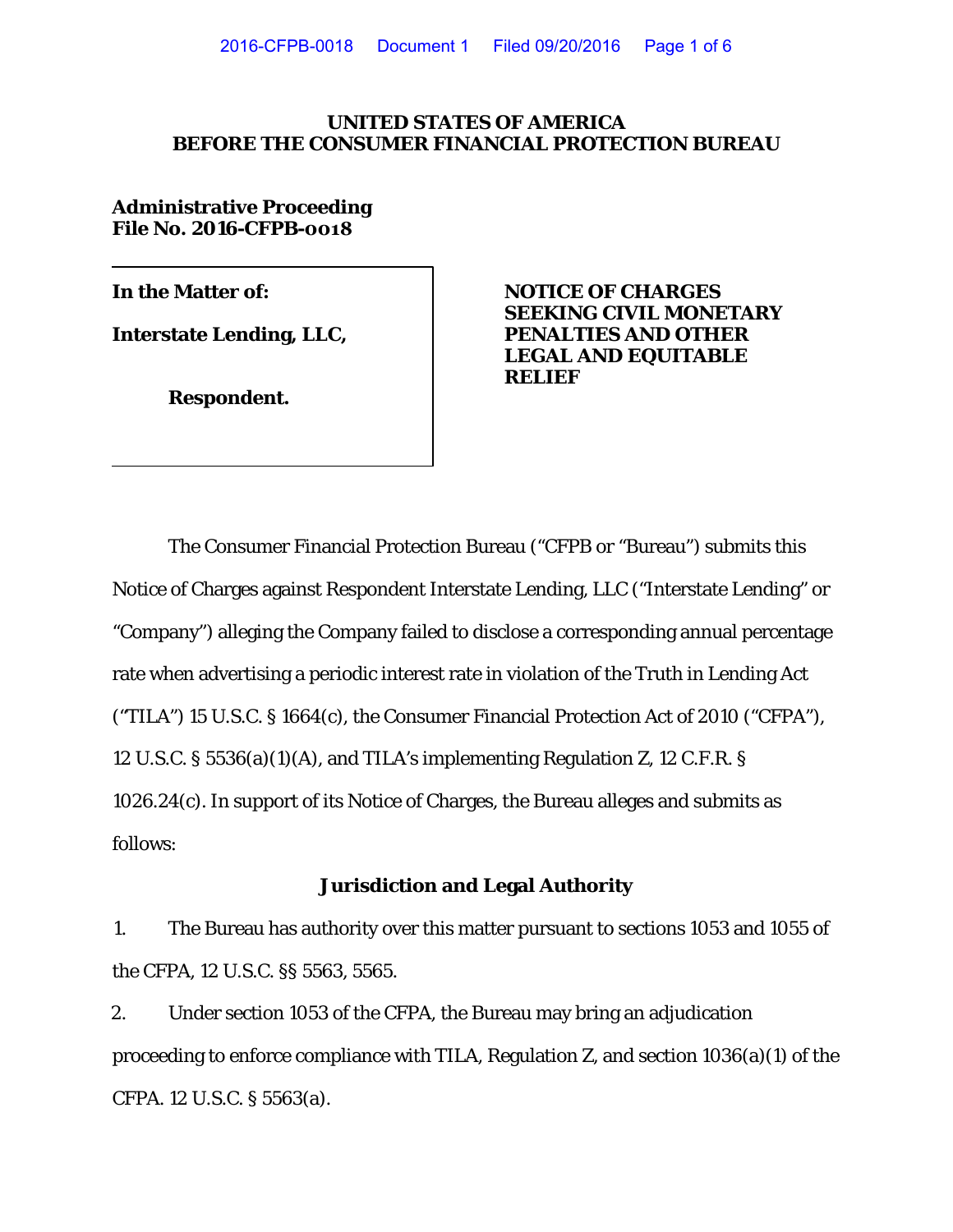**UNITED STATES OF AMERICA**
**BEFORE THE CONSUMER FINANCIAL PROTECTION BUREAU**

**Administrative Proceeding**
**File No. 2016-CFPB-0018**

| | |
|---|---|
| **In the Matter of:**<br><br>**Interstate Lending, LLC,**<br><br>**Respondent.** | **NOTICE OF CHARGES SEEKING CIVIL MONETARY PENALTIES AND OTHER LEGAL AND EQUITABLE RELIEF** |

The Consumer Financial Protection Bureau ("CFPB or "Bureau") submits this Notice of Charges against Respondent Interstate Lending, LLC ("Interstate Lending" or "Company") alleging the Company failed to disclose a corresponding annual percentage rate when advertising a periodic interest rate in violation of the Truth in Lending Act ("TILA") 15 U.S.C. § 1664(c), the Consumer Financial Protection Act of 2010 ("CFPA"), 12 U.S.C. § 5536(a)(1)(A), and TILA's implementing Regulation Z, 12 C.F.R. § 1026.24(c). In support of its Notice of Charges, the Bureau alleges and submits as follows:

## Jurisdiction and Legal Authority

1. The Bureau has authority over this matter pursuant to sections 1053 and 1055 of the CFPA, 12 U.S.C. §§ 5563, 5565.

2. Under section 1053 of the CFPA, the Bureau may bring an adjudication proceeding to enforce compliance with TILA, Regulation Z, and section 1036(a)(1) of the CFPA. 12 U.S.C. § 5563(a).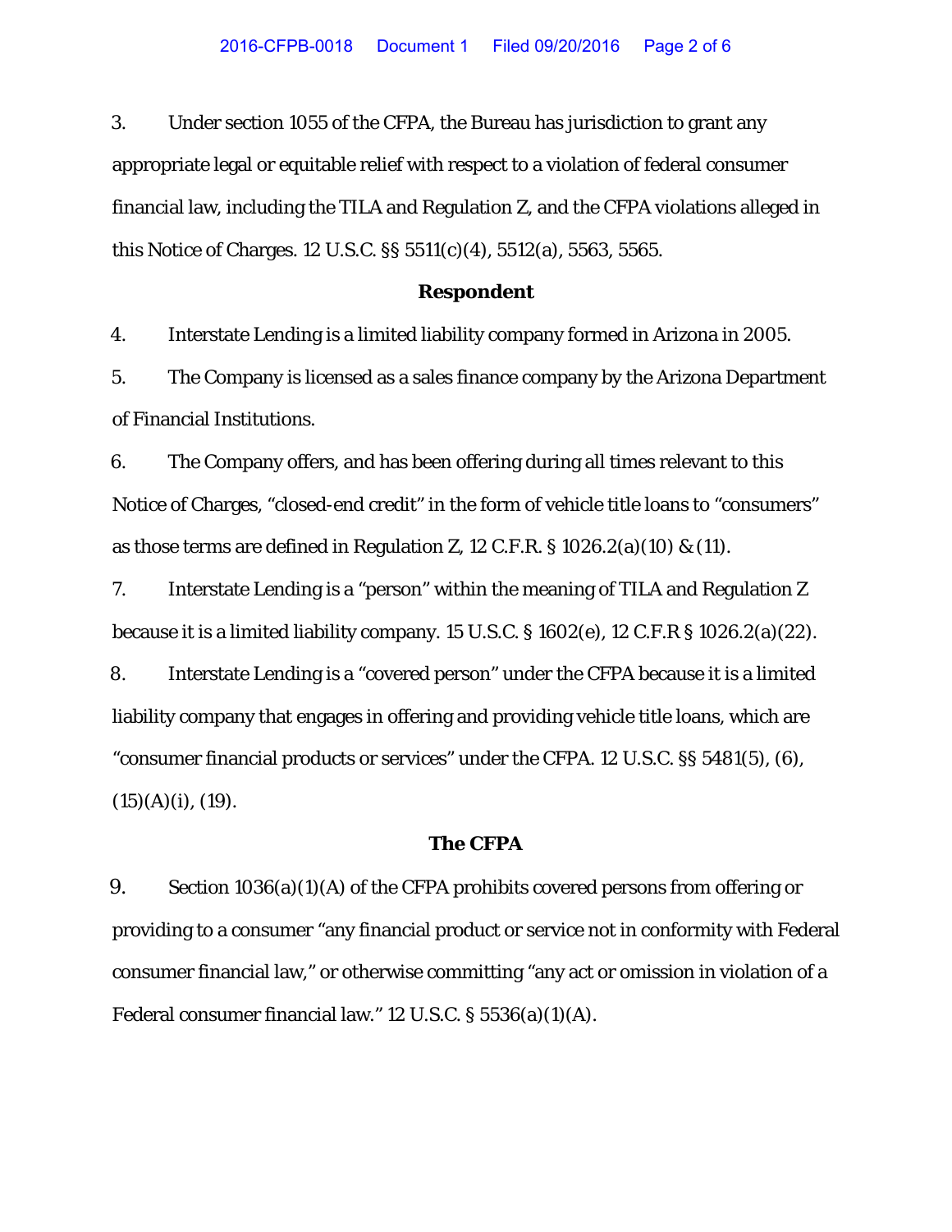3. Under section 1055 of the CFPA, the Bureau has jurisdiction to grant any appropriate legal or equitable relief with respect to a violation of federal consumer financial law, including the TILA and Regulation Z, and the CFPA violations alleged in this Notice of Charges. 12 U.S.C. §§ 5511(c)(4), 5512(a), 5563, 5565.

**Respondent**

4. Interstate Lending is a limited liability company formed in Arizona in 2005.

5. The Company is licensed as a sales finance company by the Arizona Department of Financial Institutions.

6. The Company offers, and has been offering during all times relevant to this Notice of Charges, "closed-end credit" in the form of vehicle title loans to "consumers" as those terms are defined in Regulation Z, 12 C.F.R. § 1026.2(a)(10) & (11).

7. Interstate Lending is a "person" within the meaning of TILA and Regulation Z because it is a limited liability company. 15 U.S.C. § 1602(e), 12 C.F.R § 1026.2(a)(22).

8. Interstate Lending is a "covered person" under the CFPA because it is a limited liability company that engages in offering and providing vehicle title loans, which are "consumer financial products or services" under the CFPA. 12 U.S.C. §§ 5481(5), (6), (15)(A)(i), (19).

**The CFPA**

9. Section 1036(a)(1)(A) of the CFPA prohibits covered persons from offering or providing to a consumer "any financial product or service not in conformity with Federal consumer financial law," or otherwise committing "any act or omission in violation of a Federal consumer financial law." 12 U.S.C. § 5536(a)(1)(A).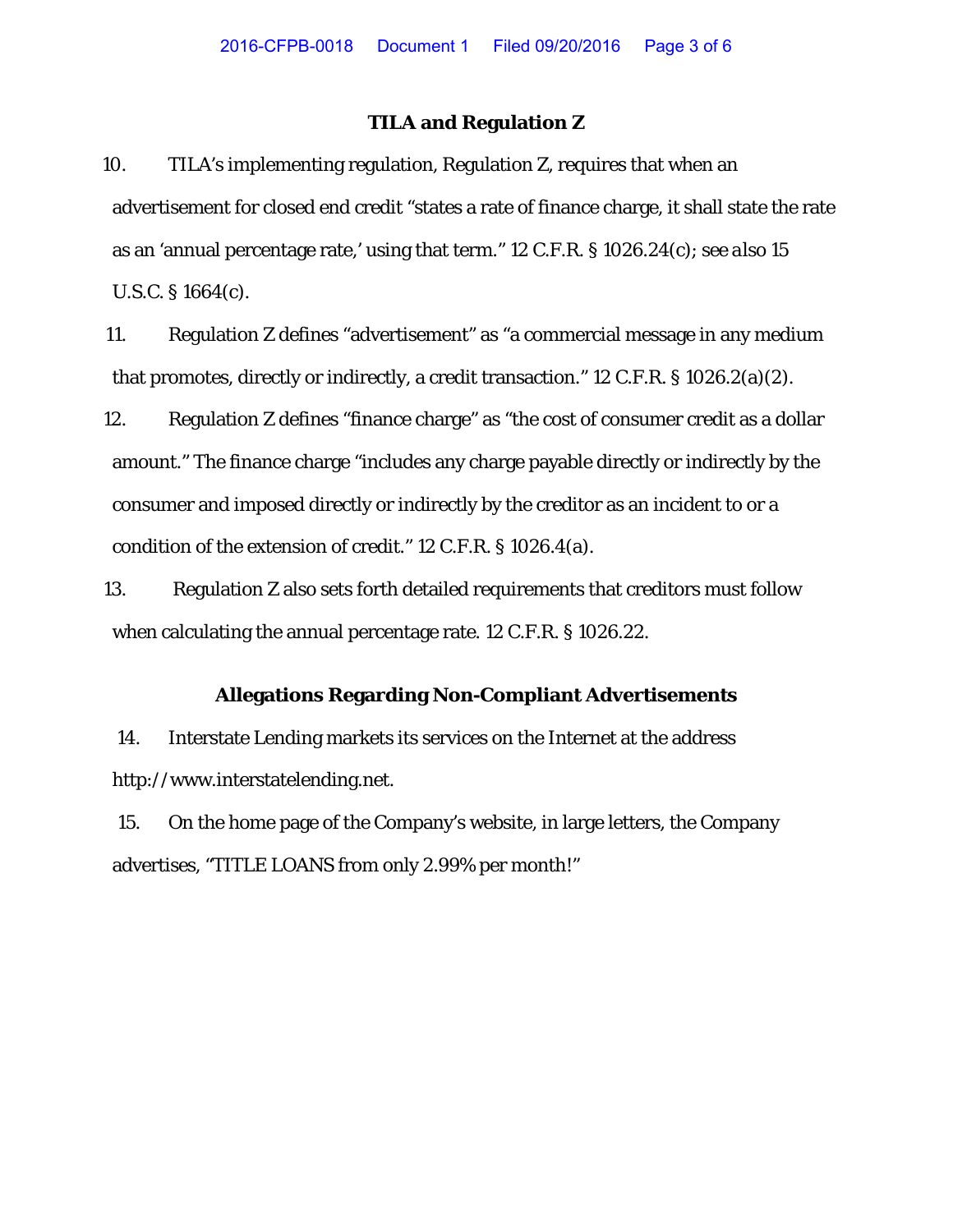## TILA and Regulation Z

10. TILA's implementing regulation, Regulation Z, requires that when an advertisement for closed end credit "states a rate of finance charge, it shall state the rate as an 'annual percentage rate,' using that term." 12 C.F.R. § 1026.24(c); *see also* 15 U.S.C. § 1664(c).

11. Regulation Z defines "advertisement" as "a commercial message in any medium that promotes, directly or indirectly, a credit transaction." 12 C.F.R. § 1026.2(a)(2).

12. Regulation Z defines "finance charge" as "the cost of consumer credit as a dollar amount." The finance charge "includes any charge payable directly or indirectly by the consumer and imposed directly or indirectly by the creditor as an incident to or a condition of the extension of credit." 12 C.F.R. § 1026.4(a).

13. Regulation Z also sets forth detailed requirements that creditors must follow when calculating the annual percentage rate. 12 C.F.R. § 1026.22.

## Allegations Regarding Non-Compliant Advertisements

14. Interstate Lending markets its services on the Internet at the address http://www.interstatelending.net.

15. On the home page of the Company's website, in large letters, the Company advertises, "TITLE LOANS from only 2.99% per month!"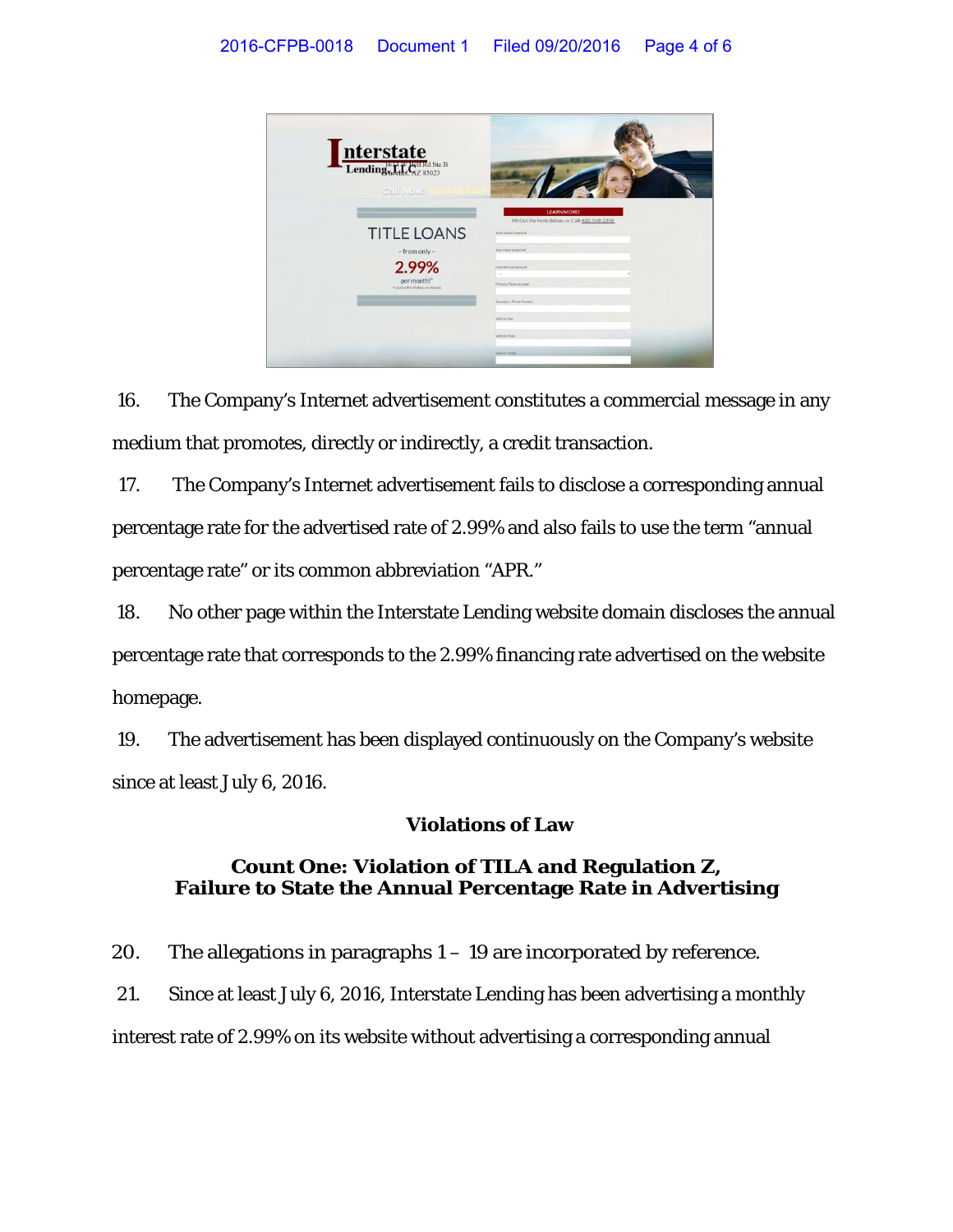16. The Company's Internet advertisement constitutes a commercial message in any medium that promotes, directly or indirectly, a credit transaction.

17. The Company's Internet advertisement fails to disclose a corresponding annual percentage rate for the advertised rate of 2.99% and also fails to use the term "annual percentage rate" or its common abbreviation "APR."

18. No other page within the Interstate Lending website domain discloses the annual percentage rate that corresponds to the 2.99% financing rate advertised on the website homepage.

19. The advertisement has been displayed continuously on the Company's website since at least July 6, 2016.

## Violations of Law

### Count One: Violation of TILA and Regulation Z, Failure to State the Annual Percentage Rate in Advertising

20. The allegations in paragraphs 1 – 19 are incorporated by reference.

21. Since at least July 6, 2016, Interstate Lending has been advertising a monthly interest rate of 2.99% on its website without advertising a corresponding annual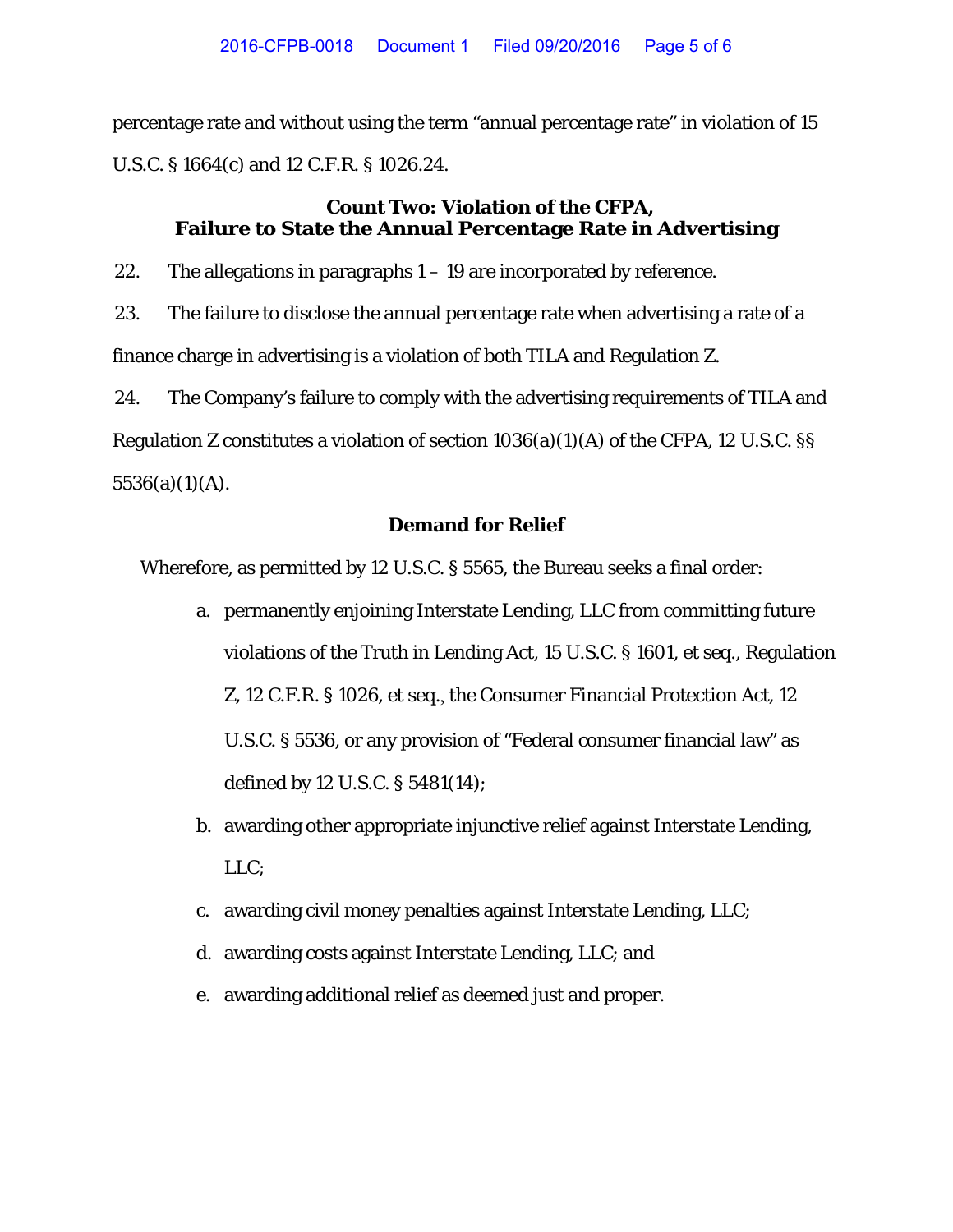percentage rate and without using the term "annual percentage rate" in violation of 15 U.S.C. § 1664(c) and 12 C.F.R. § 1026.24.

### Count Two: Violation of the CFPA, Failure to State the Annual Percentage Rate in Advertising

22. The allegations in paragraphs 1 – 19 are incorporated by reference.

23. The failure to disclose the annual percentage rate when advertising a rate of a finance charge in advertising is a violation of both TILA and Regulation Z.

24. The Company's failure to comply with the advertising requirements of TILA and Regulation Z constitutes a violation of section 1036(a)(1)(A) of the CFPA, 12 U.S.C. §§ 5536(a)(1)(A).

### Demand for Relief

Wherefore, as permitted by 12 U.S.C. § 5565, the Bureau seeks a final order:

a. permanently enjoining Interstate Lending, LLC from committing future violations of the Truth in Lending Act, 15 U.S.C. § 1601, et seq., Regulation Z, 12 C.F.R. § 1026, et seq., the Consumer Financial Protection Act, 12 U.S.C. § 5536, or any provision of "Federal consumer financial law" as defined by 12 U.S.C. § 5481(14);

b. awarding other appropriate injunctive relief against Interstate Lending, LLC;

c. awarding civil money penalties against Interstate Lending, LLC;

d. awarding costs against Interstate Lending, LLC; and

e. awarding additional relief as deemed just and proper.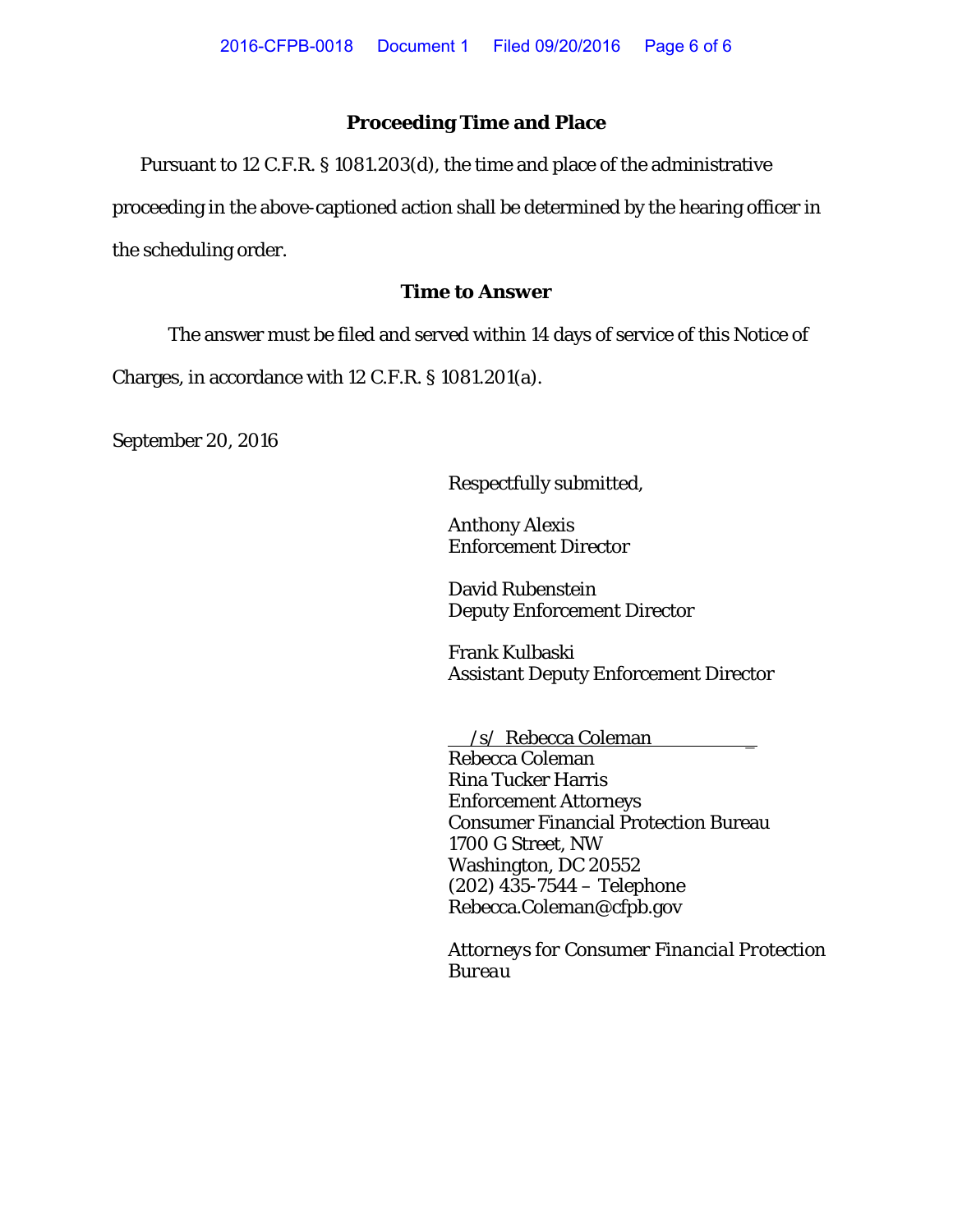### Proceeding Time and Place

Pursuant to 12 C.F.R. § 1081.203(d), the time and place of the administrative proceeding in the above-captioned action shall be determined by the hearing officer in the scheduling order.

### Time to Answer

The answer must be filed and served within 14 days of service of this Notice of Charges, in accordance with 12 C.F.R. § 1081.201(a).

September 20, 2016

Respectfully submitted,

Anthony Alexis
Enforcement Director

David Rubenstein
Deputy Enforcement Director

Frank Kulbaski
Assistant Deputy Enforcement Director

/s/ Rebecca Coleman
Rebecca Coleman
Rina Tucker Harris
Enforcement Attorneys
Consumer Financial Protection Bureau
1700 G Street, NW
Washington, DC 20552
(202) 435-7544 – Telephone
Rebecca.Coleman@cfpb.gov

*Attorneys for Consumer Financial Protection Bureau*